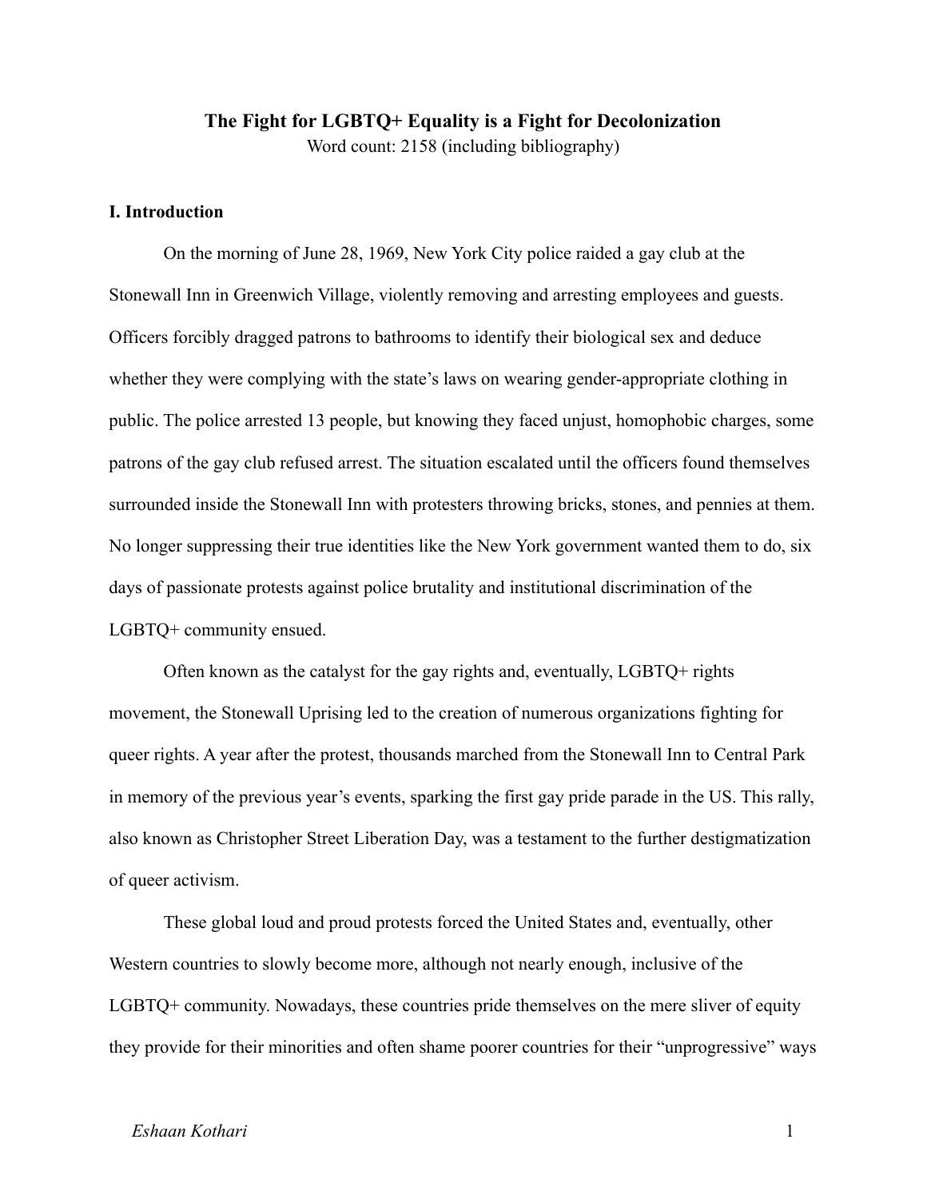# The Fight for LGBTQ+ Equality is a Fight for Decolonization

Word count: 2158 (including bibliography)

## I. Introduction

On the morning of June 28, 1969, New York City police raided a gay club at the Stonewall Inn in Greenwich Village, violently removing and arresting employees and guests. Officers forcibly dragged patrons to bathrooms to identify their biological sex and deduce whether they were complying with the state's laws on wearing gender-appropriate clothing in public. The police arrested 13 people, but knowing they faced unjust, homophobic charges, some patrons of the gay club refused arrest. The situation escalated until the officers found themselves surrounded inside the Stonewall Inn with protesters throwing bricks, stones, and pennies at them. No longer suppressing their true identities like the New York government wanted them to do, six days of passionate protests against police brutality and institutional discrimination of the LGBTQ+ community ensued.

Often known as the catalyst for the gay rights and, eventually, LGBTQ+ rights movement, the Stonewall Uprising led to the creation of numerous organizations fighting for queer rights. A year after the protest, thousands marched from the Stonewall Inn to Central Park in memory of the previous year's events, sparking the first gay pride parade in the US. This rally, also known as Christopher Street Liberation Day, was a testament to the further destigmatization of queer activism.

These global loud and proud protests forced the United States and, eventually, other Western countries to slowly become more, although not nearly enough, inclusive of the LGBTQ+ community. Nowadays, these countries pride themselves on the mere sliver of equity they provide for their minorities and often shame poorer countries for their "unprogressive" ways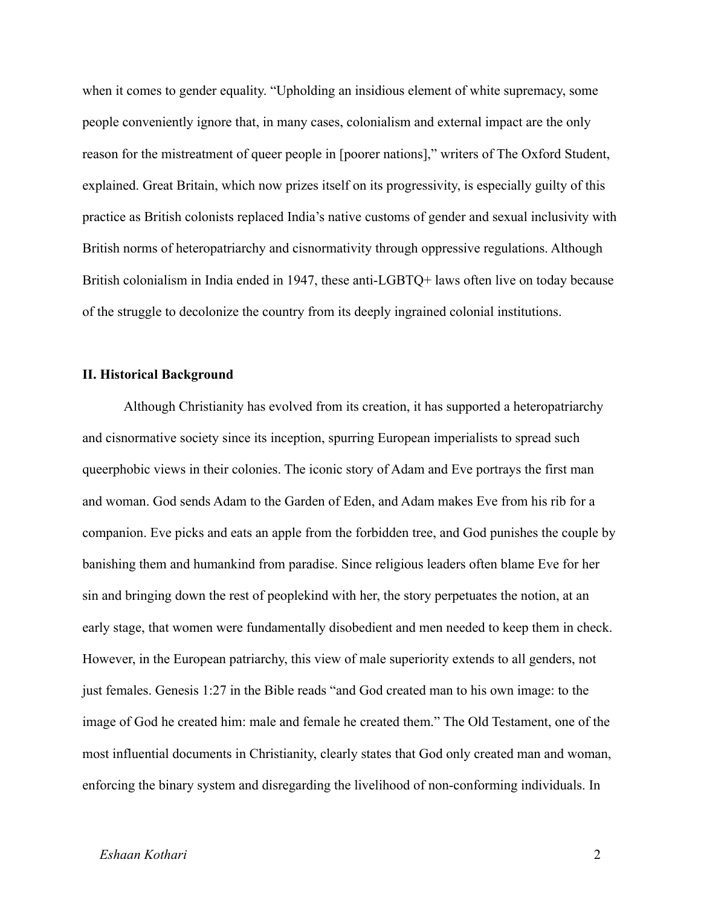when it comes to gender equality. “Upholding an insidious element of white supremacy, some people conveniently ignore that, in many cases, colonialism and external impact are the only reason for the mistreatment of queer people in [poorer nations],” writers of The Oxford Student, explained. Great Britain, which now prizes itself on its progressivity, is especially guilty of this practice as British colonists replaced India’s native customs of gender and sexual inclusivity with British norms of heteropatriarchy and cisnormativity through oppressive regulations. Although British colonialism in India ended in 1947, these anti-LGBTQ+ laws often live on today because of the struggle to decolonize the country from its deeply ingrained colonial institutions.

## II. Historical Background

Although Christianity has evolved from its creation, it has supported a heteropatriarchy and cisnormative society since its inception, spurring European imperialists to spread such queerphobic views in their colonies. The iconic story of Adam and Eve portrays the first man and woman. God sends Adam to the Garden of Eden, and Adam makes Eve from his rib for a companion. Eve picks and eats an apple from the forbidden tree, and God punishes the couple by banishing them and humankind from paradise. Since religious leaders often blame Eve for her sin and bringing down the rest of peoplekind with her, the story perpetuates the notion, at an early stage, that women were fundamentally disobedient and men needed to keep them in check. However, in the European patriarchy, this view of male superiority extends to all genders, not just females. Genesis 1:27 in the Bible reads “and God created man to his own image: to the image of God he created him: male and female he created them.” The Old Testament, one of the most influential documents in Christianity, clearly states that God only created man and woman, enforcing the binary system and disregarding the livelihood of non-conforming individuals. In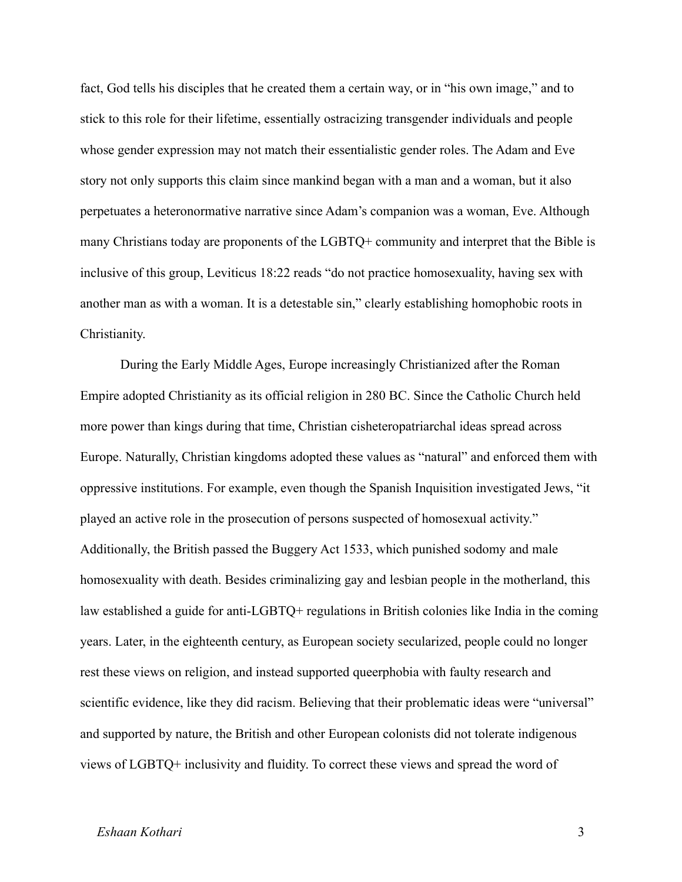fact, God tells his disciples that he created them a certain way, or in "his own image," and to stick to this role for their lifetime, essentially ostracizing transgender individuals and people whose gender expression may not match their essentialistic gender roles. The Adam and Eve story not only supports this claim since mankind began with a man and a woman, but it also perpetuates a heteronormative narrative since Adam's companion was a woman, Eve. Although many Christians today are proponents of the LGBTQ+ community and interpret that the Bible is inclusive of this group, Leviticus 18:22 reads "do not practice homosexuality, having sex with another man as with a woman. It is a detestable sin," clearly establishing homophobic roots in Christianity.

During the Early Middle Ages, Europe increasingly Christianized after the Roman Empire adopted Christianity as its official religion in 280 BC. Since the Catholic Church held more power than kings during that time, Christian cisheteropatriarchal ideas spread across Europe. Naturally, Christian kingdoms adopted these values as "natural" and enforced them with oppressive institutions. For example, even though the Spanish Inquisition investigated Jews, "it played an active role in the prosecution of persons suspected of homosexual activity." Additionally, the British passed the Buggery Act 1533, which punished sodomy and male homosexuality with death. Besides criminalizing gay and lesbian people in the motherland, this law established a guide for anti-LGBTQ+ regulations in British colonies like India in the coming years. Later, in the eighteenth century, as European society secularized, people could no longer rest these views on religion, and instead supported queerphobia with faulty research and scientific evidence, like they did racism. Believing that their problematic ideas were "universal" and supported by nature, the British and other European colonists did not tolerate indigenous views of LGBTQ+ inclusivity and fluidity. To correct these views and spread the word of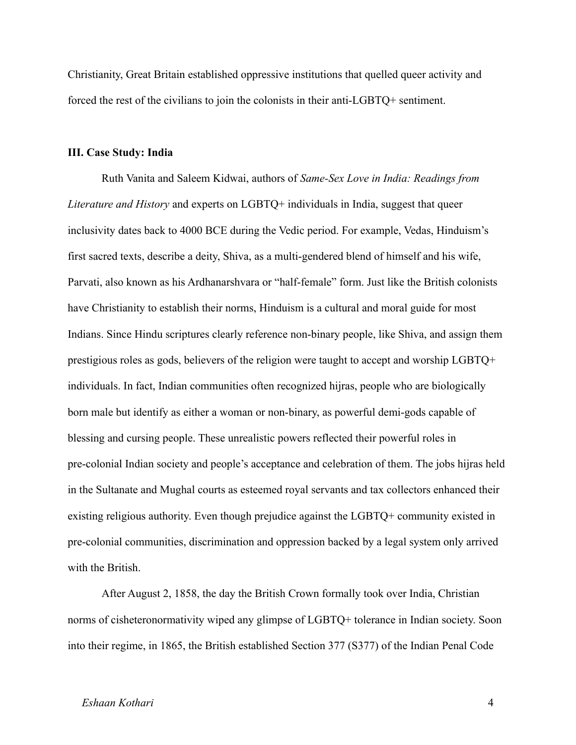Christianity, Great Britain established oppressive institutions that quelled queer activity and forced the rest of the civilians to join the colonists in their anti-LGBTQ+ sentiment.

**III. Case Study: India**

Ruth Vanita and Saleem Kidwai, authors of *Same-Sex Love in India: Readings from Literature and History* and experts on LGBTQ+ individuals in India, suggest that queer inclusivity dates back to 4000 BCE during the Vedic period. For example, Vedas, Hinduism's first sacred texts, describe a deity, Shiva, as a multi-gendered blend of himself and his wife, Parvati, also known as his Ardhanarshvara or "half-female" form. Just like the British colonists have Christianity to establish their norms, Hinduism is a cultural and moral guide for most Indians. Since Hindu scriptures clearly reference non-binary people, like Shiva, and assign them prestigious roles as gods, believers of the religion were taught to accept and worship LGBTQ+ individuals. In fact, Indian communities often recognized hijras, people who are biologically born male but identify as either a woman or non-binary, as powerful demi-gods capable of blessing and cursing people. These unrealistic powers reflected their powerful roles in pre-colonial Indian society and people's acceptance and celebration of them. The jobs hijras held in the Sultanate and Mughal courts as esteemed royal servants and tax collectors enhanced their existing religious authority. Even though prejudice against the LGBTQ+ community existed in pre-colonial communities, discrimination and oppression backed by a legal system only arrived with the British.

After August 2, 1858, the day the British Crown formally took over India, Christian norms of cisheteronormativity wiped any glimpse of LGBTQ+ tolerance in Indian society. Soon into their regime, in 1865, the British established Section 377 (S377) of the Indian Penal Code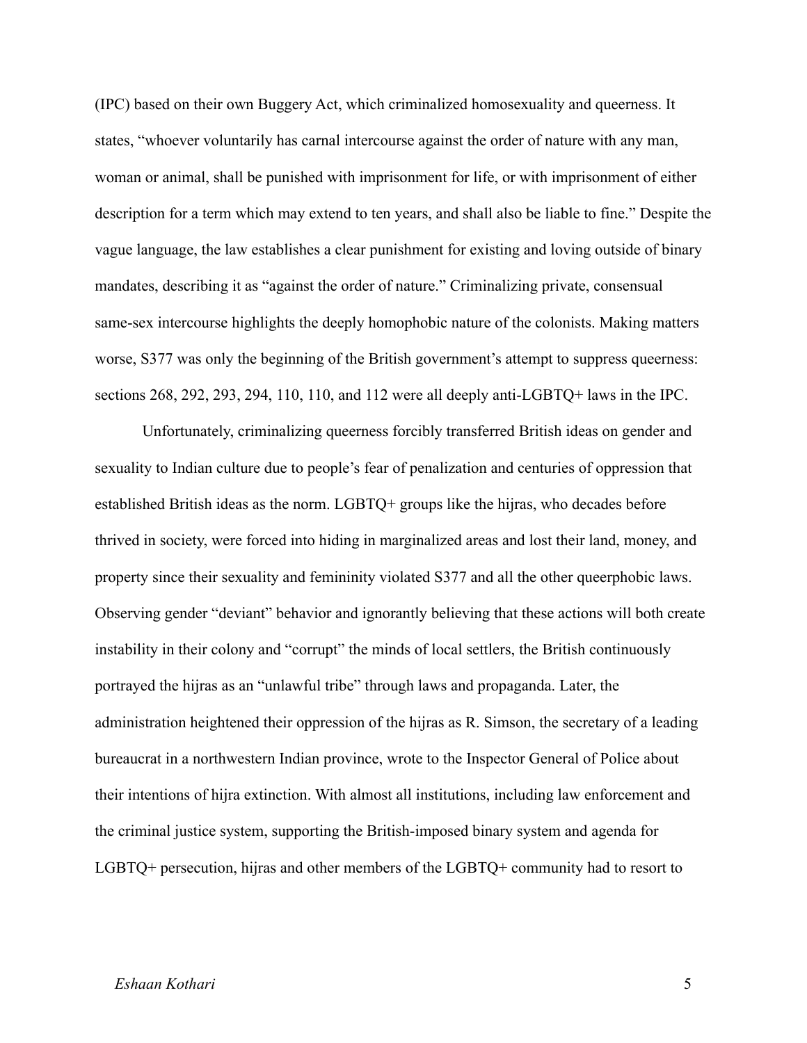(IPC) based on their own Buggery Act, which criminalized homosexuality and queerness. It states, “whoever voluntarily has carnal intercourse against the order of nature with any man, woman or animal, shall be punished with imprisonment for life, or with imprisonment of either description for a term which may extend to ten years, and shall also be liable to fine.” Despite the vague language, the law establishes a clear punishment for existing and loving outside of binary mandates, describing it as “against the order of nature.” Criminalizing private, consensual same-sex intercourse highlights the deeply homophobic nature of the colonists. Making matters worse, S377 was only the beginning of the British government’s attempt to suppress queerness: sections 268, 292, 293, 294, 110, 110, and 112 were all deeply anti-LGBTQ+ laws in the IPC.

Unfortunately, criminalizing queerness forcibly transferred British ideas on gender and sexuality to Indian culture due to people’s fear of penalization and centuries of oppression that established British ideas as the norm. LGBTQ+ groups like the hijras, who decades before thrived in society, were forced into hiding in marginalized areas and lost their land, money, and property since their sexuality and femininity violated S377 and all the other queerphobic laws. Observing gender “deviant” behavior and ignorantly believing that these actions will both create instability in their colony and “corrupt” the minds of local settlers, the British continuously portrayed the hijras as an “unlawful tribe” through laws and propaganda. Later, the administration heightened their oppression of the hijras as R. Simson, the secretary of a leading bureaucrat in a northwestern Indian province, wrote to the Inspector General of Police about their intentions of hijra extinction. With almost all institutions, including law enforcement and the criminal justice system, supporting the British-imposed binary system and agenda for LGBTQ+ persecution, hijras and other members of the LGBTQ+ community had to resort to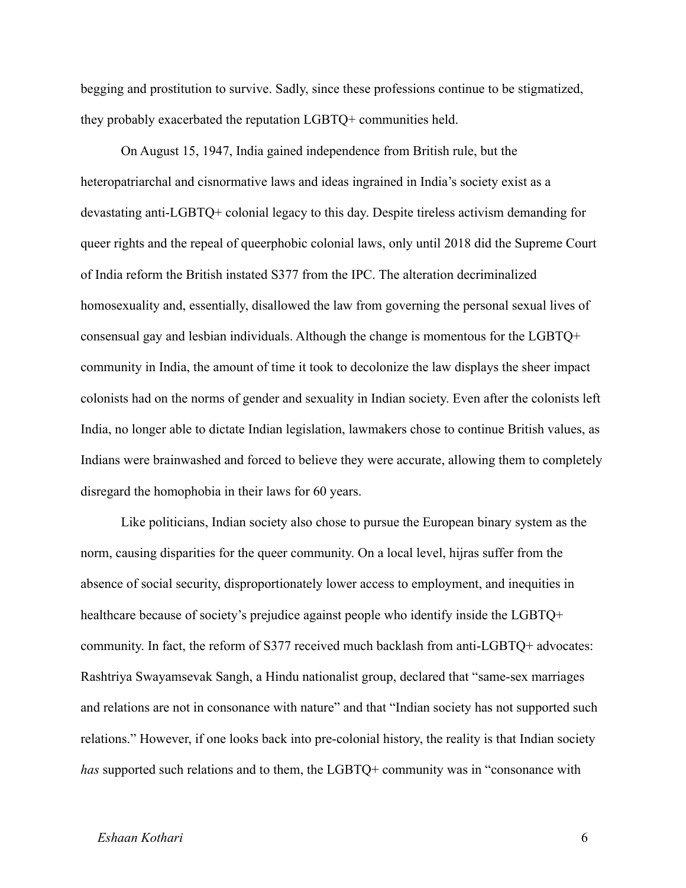begging and prostitution to survive. Sadly, since these professions continue to be stigmatized, they probably exacerbated the reputation LGBTQ+ communities held.

On August 15, 1947, India gained independence from British rule, but the heteropatriarchal and cisnormative laws and ideas ingrained in India's society exist as a devastating anti-LGBTQ+ colonial legacy to this day. Despite tireless activism demanding for queer rights and the repeal of queerphobic colonial laws, only until 2018 did the Supreme Court of India reform the British instated S377 from the IPC. The alteration decriminalized homosexuality and, essentially, disallowed the law from governing the personal sexual lives of consensual gay and lesbian individuals. Although the change is momentous for the LGBTQ+ community in India, the amount of time it took to decolonize the law displays the sheer impact colonists had on the norms of gender and sexuality in Indian society. Even after the colonists left India, no longer able to dictate Indian legislation, lawmakers chose to continue British values, as Indians were brainwashed and forced to believe they were accurate, allowing them to completely disregard the homophobia in their laws for 60 years.

Like politicians, Indian society also chose to pursue the European binary system as the norm, causing disparities for the queer community. On a local level, hijras suffer from the absence of social security, disproportionately lower access to employment, and inequities in healthcare because of society's prejudice against people who identify inside the LGBTQ+ community. In fact, the reform of S377 received much backlash from anti-LGBTQ+ advocates: Rashtriya Swayamsevak Sangh, a Hindu nationalist group, declared that "same-sex marriages and relations are not in consonance with nature" and that "Indian society has not supported such relations." However, if one looks back into pre-colonial history, the reality is that Indian society *has* supported such relations and to them, the LGBTQ+ community was in "consonance with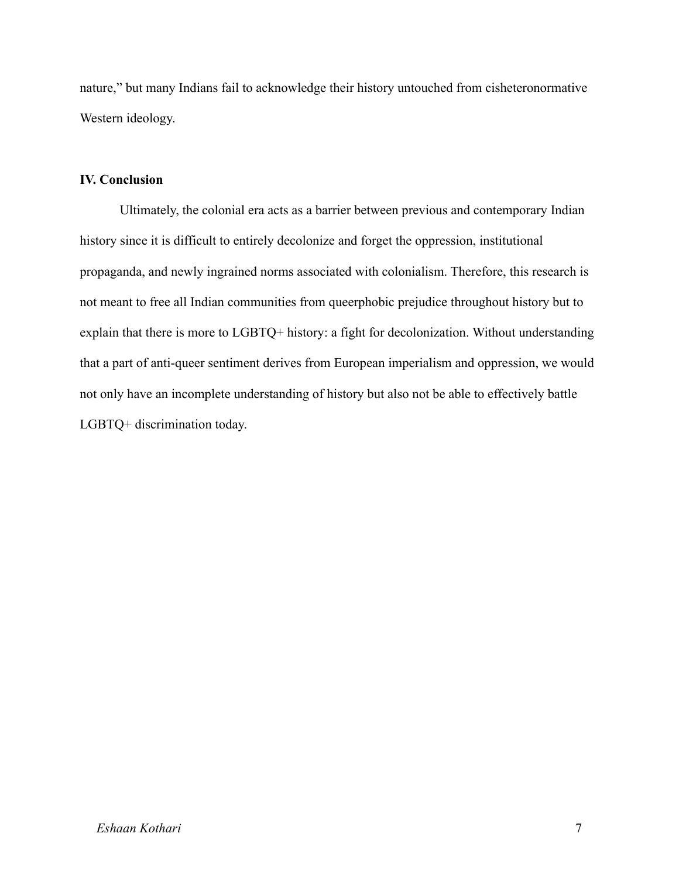nature," but many Indians fail to acknowledge their history untouched from cisheteronormative Western ideology.

## IV. Conclusion

Ultimately, the colonial era acts as a barrier between previous and contemporary Indian history since it is difficult to entirely decolonize and forget the oppression, institutional propaganda, and newly ingrained norms associated with colonialism. Therefore, this research is not meant to free all Indian communities from queerphobic prejudice throughout history but to explain that there is more to LGBTQ+ history: a fight for decolonization. Without understanding that a part of anti-queer sentiment derives from European imperialism and oppression, we would not only have an incomplete understanding of history but also not be able to effectively battle LGBTQ+ discrimination today.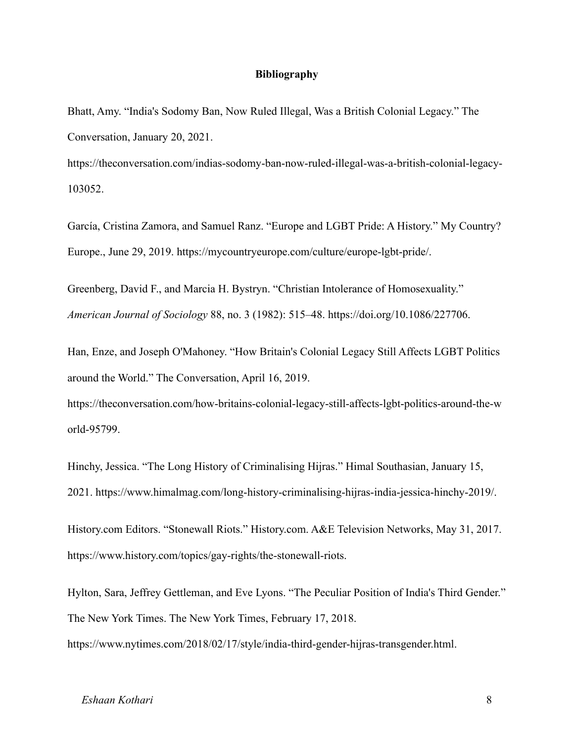**Bibliography**

Bhatt, Amy. "India's Sodomy Ban, Now Ruled Illegal, Was a British Colonial Legacy." The Conversation, January 20, 2021. https://theconversation.com/indias-sodomy-ban-now-ruled-illegal-was-a-british-colonial-legacy-103052.

García, Cristina Zamora, and Samuel Ranz. "Europe and LGBT Pride: A History." My Country? Europe., June 29, 2019. https://mycountryeurope.com/culture/europe-lgbt-pride/.

Greenberg, David F., and Marcia H. Bystryn. "Christian Intolerance of Homosexuality." *American Journal of Sociology* 88, no. 3 (1982): 515–48. https://doi.org/10.1086/227706.

Han, Enze, and Joseph O'Mahoney. "How Britain's Colonial Legacy Still Affects LGBT Politics around the World." The Conversation, April 16, 2019. https://theconversation.com/how-britains-colonial-legacy-still-affects-lgbt-politics-around-the-world-95799.

Hinchy, Jessica. "The Long History of Criminalising Hijras." Himal Southasian, January 15, 2021. https://www.himalmag.com/long-history-criminalising-hijras-india-jessica-hinchy-2019/.

History.com Editors. "Stonewall Riots." History.com. A&E Television Networks, May 31, 2017. https://www.history.com/topics/gay-rights/the-stonewall-riots.

Hylton, Sara, Jeffrey Gettleman, and Eve Lyons. "The Peculiar Position of India's Third Gender." The New York Times. The New York Times, February 17, 2018. https://www.nytimes.com/2018/02/17/style/india-third-gender-hijras-transgender.html.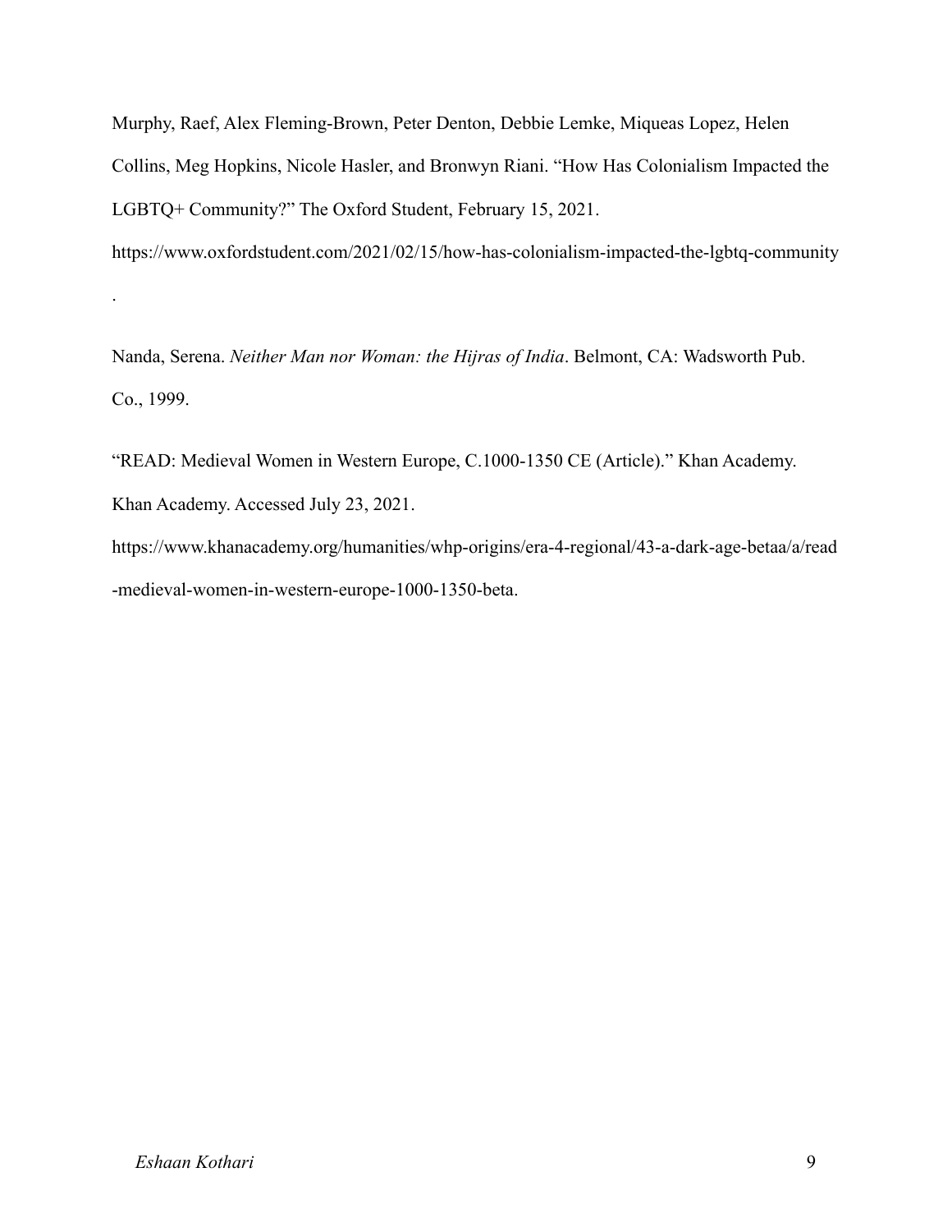Murphy, Raef, Alex Fleming-Brown, Peter Denton, Debbie Lemke, Miqueas Lopez, Helen Collins, Meg Hopkins, Nicole Hasler, and Bronwyn Riani. "How Has Colonialism Impacted the LGBTQ+ Community?" The Oxford Student, February 15, 2021. https://www.oxfordstudent.com/2021/02/15/how-has-colonialism-impacted-the-lgbtq-community.

Nanda, Serena. *Neither Man nor Woman: the Hijras of India*. Belmont, CA: Wadsworth Pub. Co., 1999.

"READ: Medieval Women in Western Europe, C.1000-1350 CE (Article)." Khan Academy. Khan Academy. Accessed July 23, 2021. https://www.khanacademy.org/humanities/whp-origins/era-4-regional/43-a-dark-age-betaa/a/read-medieval-women-in-western-europe-1000-1350-beta.